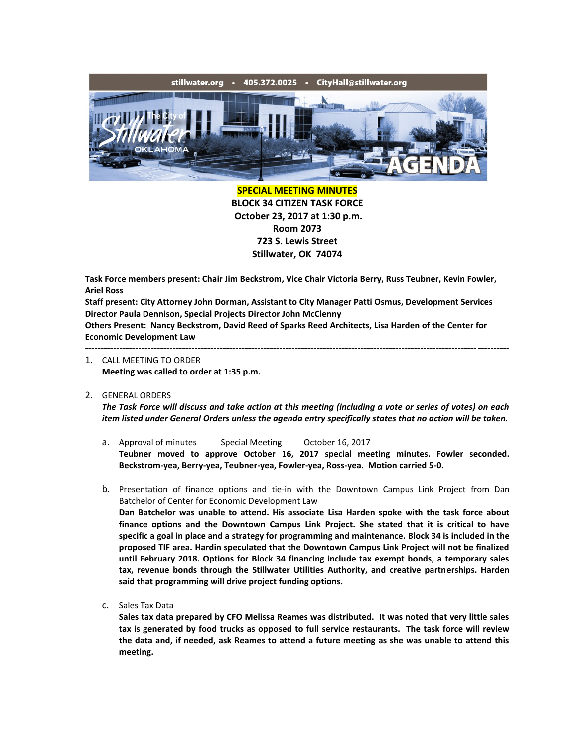stillwater.org • 405.372.0025 • CityHall@stillwater.org

# SPECIAL MEETING MINUTES

**BLOCK 34 CITIZEN TASK FORCE**
**October 23, 2017 at 1:30 p.m.**
**Room 2073**
**723 S. Lewis Street**
**Stillwater, OK 74074**

**Task Force members present: Chair Jim Beckstrom, Vice Chair Victoria Berry, Russ Teubner, Kevin Fowler, Ariel Ross**
**Staff present: City Attorney John Dorman, Assistant to City Manager Patti Osmus, Development Services Director Paula Dennison, Special Projects Director John McClenny**
**Others Present: Nancy Beckstrom, David Reed of Sparks Reed Architects, Lisa Harden of the Center for Economic Development Law**

---

1. CALL MEETING TO ORDER
   **Meeting was called to order at 1:35 p.m.**

2. GENERAL ORDERS
   ***The Task Force will discuss and take action at this meeting (including a vote or series of votes) on each item listed under General Orders unless the agenda entry specifically states that no action will be taken.***

   a. Approval of minutes    Special Meeting    October 16, 2017
      **Teubner moved to approve October 16, 2017 special meeting minutes. Fowler seconded. Beckstrom-yea, Berry-yea, Teubner-yea, Fowler-yea, Ross-yea. Motion carried 5-0.**

   b. Presentation of finance options and tie-in with the Downtown Campus Link Project from Dan Batchelor of Center for Economic Development Law
      **Dan Batchelor was unable to attend. His associate Lisa Harden spoke with the task force about finance options and the Downtown Campus Link Project. She stated that it is critical to have specific a goal in place and a strategy for programming and maintenance. Block 34 is included in the proposed TIF area. Hardin speculated that the Downtown Campus Link Project will not be finalized until February 2018. Options for Block 34 financing include tax exempt bonds, a temporary sales tax, revenue bonds through the Stillwater Utilities Authority, and creative partnerships. Harden said that programming will drive project funding options.**

   c. Sales Tax Data
      **Sales tax data prepared by CFO Melissa Reames was distributed. It was noted that very little sales tax is generated by food trucks as opposed to full service restaurants. The task force will review the data and, if needed, ask Reames to attend a future meeting as she was unable to attend this meeting.**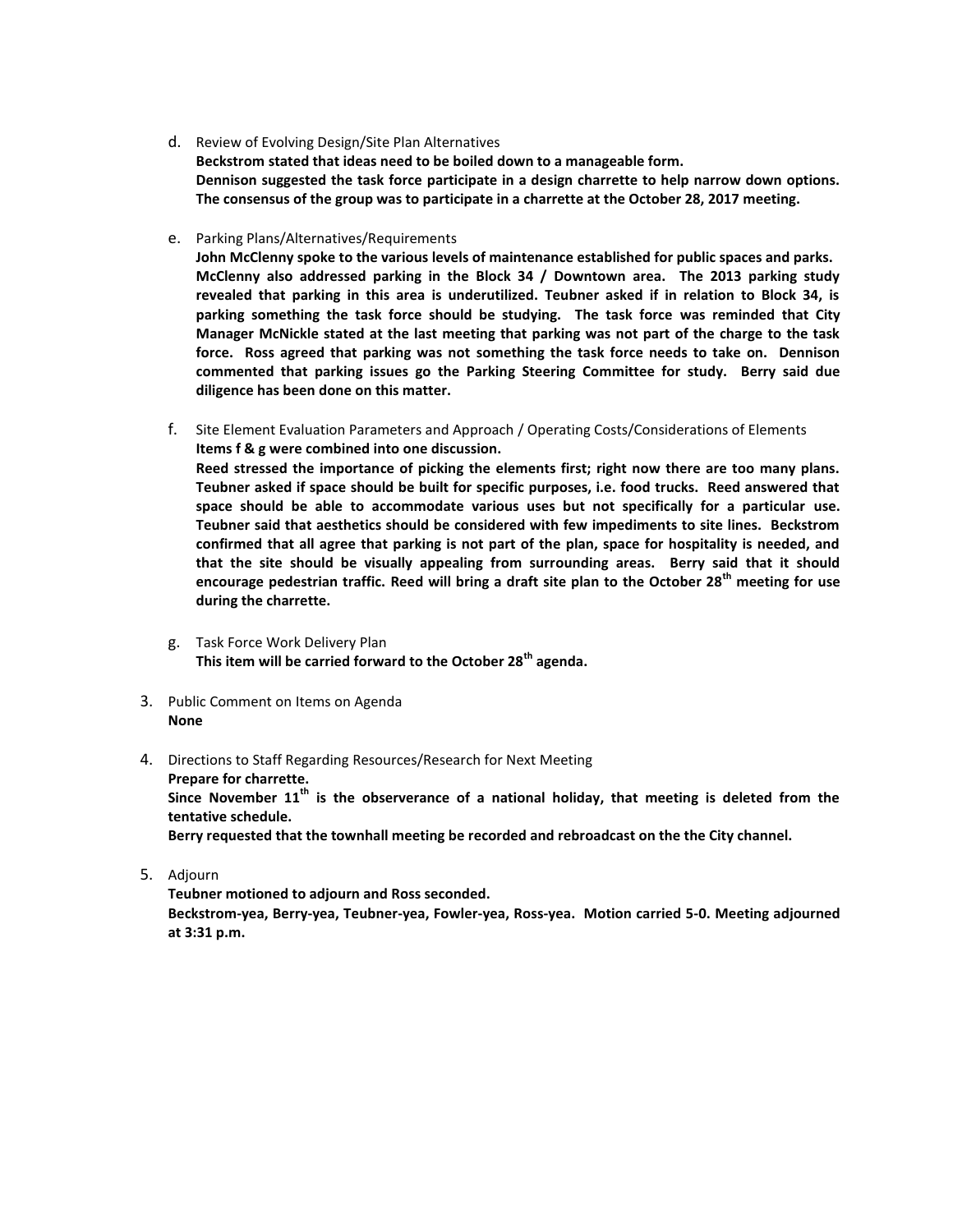d. Review of Evolving Design/Site Plan Alternatives
**Beckstrom stated that ideas need to be boiled down to a manageable form.**
**Dennison suggested the task force participate in a design charrette to help narrow down options. The consensus of the group was to participate in a charrette at the October 28, 2017 meeting.**

e. Parking Plans/Alternatives/Requirements
**John McClenny spoke to the various levels of maintenance established for public spaces and parks. McClenny also addressed parking in the Block 34 / Downtown area. The 2013 parking study revealed that parking in this area is underutilized. Teubner asked if in relation to Block 34, is parking something the task force should be studying. The task force was reminded that City Manager McNickle stated at the last meeting that parking was not part of the charge to the task force. Ross agreed that parking was not something the task force needs to take on. Dennison commented that parking issues go the Parking Steering Committee for study. Berry said due diligence has been done on this matter.**

f. Site Element Evaluation Parameters and Approach / Operating Costs/Considerations of Elements
**Items f & g were combined into one discussion.**
**Reed stressed the importance of picking the elements first; right now there are too many plans. Teubner asked if space should be built for specific purposes, i.e. food trucks. Reed answered that space should be able to accommodate various uses but not specifically for a particular use. Teubner said that aesthetics should be considered with few impediments to site lines. Beckstrom confirmed that all agree that parking is not part of the plan, space for hospitality is needed, and that the site should be visually appealing from surrounding areas. Berry said that it should encourage pedestrian traffic. Reed will bring a draft site plan to the October 28th meeting for use during the charrette.**

g. Task Force Work Delivery Plan
**This item will be carried forward to the October 28th agenda.**

3. Public Comment on Items on Agenda
**None**

4. Directions to Staff Regarding Resources/Research for Next Meeting
**Prepare for charrette.**
**Since November 11th is the observerance of a national holiday, that meeting is deleted from the tentative schedule.**
**Berry requested that the townhall meeting be recorded and rebroadcast on the the City channel.**

5. Adjourn
**Teubner motioned to adjourn and Ross seconded.**
**Beckstrom-yea, Berry-yea, Teubner-yea, Fowler-yea, Ross-yea. Motion carried 5-0. Meeting adjourned at 3:31 p.m.**